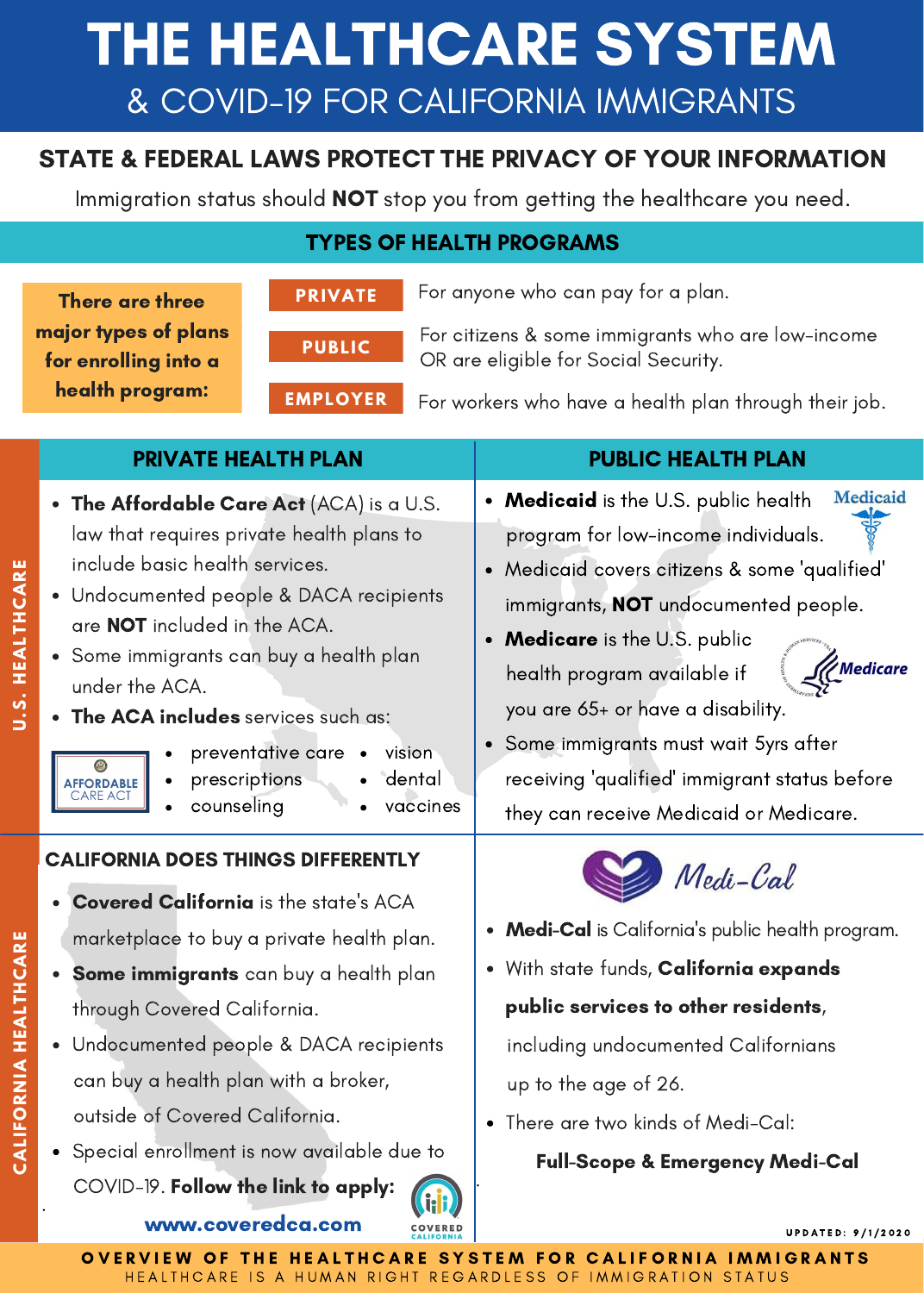# THE HEALTHCARE SYSTEM

## & COVID-19 FOR CALIFORNIA IMMIGRANTS

### STATE & FEDERAL LAWS PROTECT THE PRIVACY OF YOUR INFORMATION

Immigration status should **NOT** stop you from getting the healthcare you need.

### TYPES OF HEALTH PROGRAMS

**There are three major types of plans for enrolling into a health program:**

| Type | Description |
| --- | --- |
| **PRIVATE** | For anyone who can pay for a plan. |
| **PUBLIC** | For citizens & some immigrants who are low-income OR are eligible for Social Security. |
| **EMPLOYER** | For workers who have a health plan through their job. |

## U.S. HEALTHCARE

### PRIVATE HEALTH PLAN

- **The Affordable Care Act** (ACA) is a U.S. law that requires private health plans to include basic health services.
- Undocumented people & DACA recipients are **NOT** included in the ACA.
- Some immigrants can buy a health plan under the ACA.
- **The ACA includes** services such as:
  - preventative care
  - prescriptions
  - counseling
  - vision
  - dental
  - vaccines

AFFORDABLE CARE ACT

### PUBLIC HEALTH PLAN

- **Medicaid** is the U.S. public health program for low-income individuals.
- Medicaid covers citizens & some 'qualified' immigrants, **NOT** undocumented people.
- **Medicare** is the U.S. public health program available if you are 65+ or have a disability.
- Some immigrants must wait 5yrs after receiving 'qualified' immigrant status before they can receive Medicaid or Medicare.

## CALIFORNIA HEALTHCARE

### CALIFORNIA DOES THINGS DIFFERENTLY

- **Covered California** is the state's ACA marketplace to buy a private health plan.
- **Some immigrants** can buy a health plan through Covered California.
- Undocumented people & DACA recipients can buy a health plan with a broker, outside of Covered California.
- Special enrollment is now available due to COVID-19. **Follow the link to apply:**

**www.coveredca.com**

### Medi-Cal

- **Medi-Cal** is California's public health program.
- With state funds, **California expands public services to other residents**, including undocumented Californians up to the age of 26.
- There are two kinds of Medi-Cal:

  **Full-Scope & Emergency Medi-Cal**

UPDATED: 9/1/2020

**OVERVIEW OF THE HEALTHCARE SYSTEM FOR CALIFORNIA IMMIGRANTS**

HEALTHCARE IS A HUMAN RIGHT REGARDLESS OF IMMIGRATION STATUS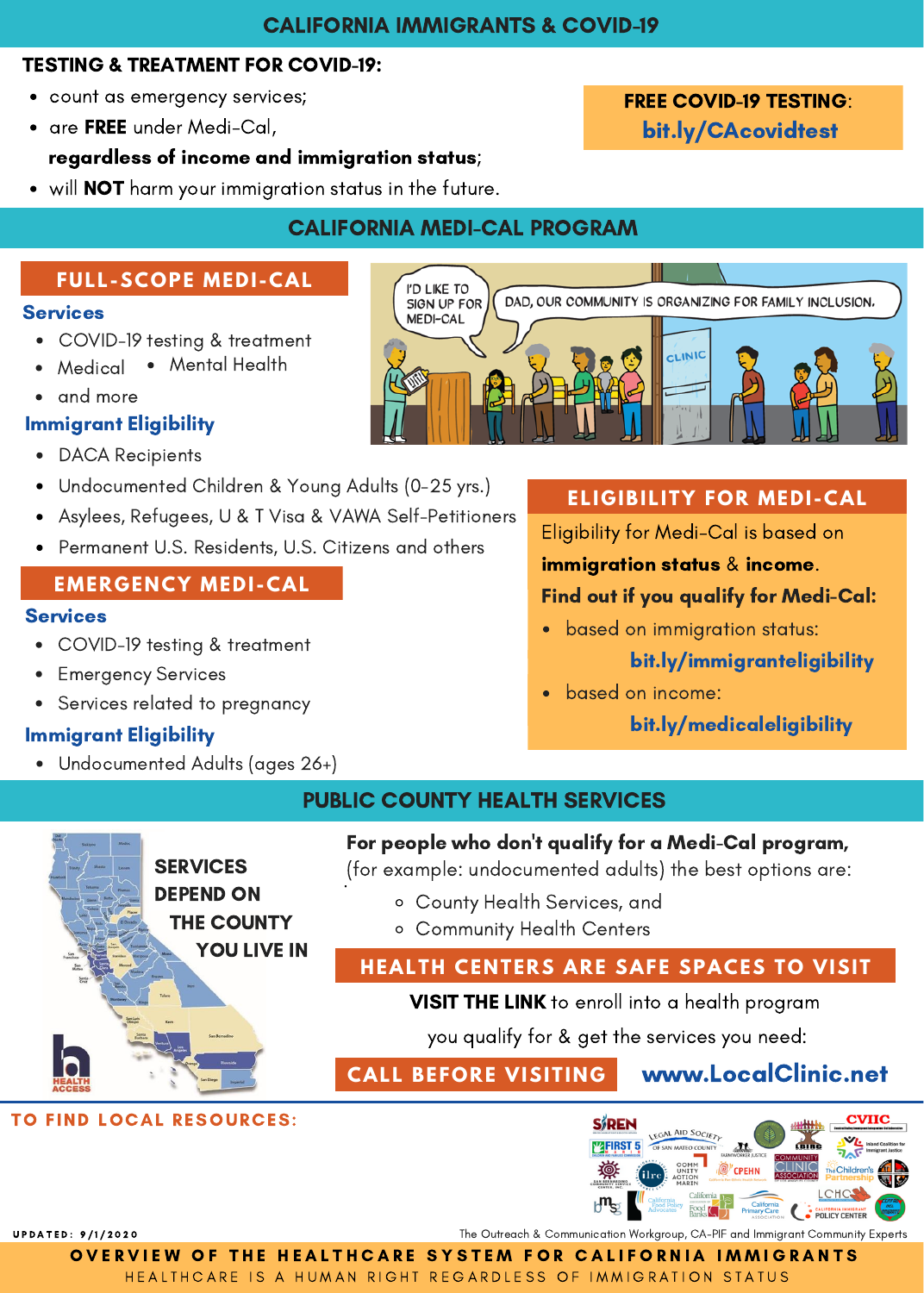# CALIFORNIA IMMIGRANTS & COVID-19

**TESTING & TREATMENT FOR COVID-19:**

- count as emergency services;
- are **FREE** under Medi-Cal, **regardless of income and immigration status**;
- will **NOT** harm your immigration status in the future.

**FREE COVID-19 TESTING**: **bit.ly/CAcovidtest**

## CALIFORNIA MEDI-CAL PROGRAM

### FULL-SCOPE MEDI-CAL

**Services**

- COVID-19 testing & treatment
- Medical
- Mental Health
- and more

**Immigrant Eligibility**

- DACA Recipients
- Undocumented Children & Young Adults (0-25 yrs.)
- Asylees, Refugees, U & T Visa & VAWA Self-Petitioners
- Permanent U.S. Residents, U.S. Citizens and others

### EMERGENCY MEDI-CAL

**Services**

- COVID-19 testing & treatment
- Emergency Services
- Services related to pregnancy

**Immigrant Eligibility**

- Undocumented Adults (ages 26+)

### ELIGIBILITY FOR MEDI-CAL

Eligibility for Medi-Cal is based on **immigration status** & **income**.

**Find out if you qualify for Medi-Cal:**

- based on immigration status: **bit.ly/immigranteligibility**
- based on income: **bit.ly/medicaleligibility**

## PUBLIC COUNTY HEALTH SERVICES

**SERVICES DEPEND ON THE COUNTY YOU LIVE IN**

**For people who don't qualify for a Medi-Cal program,** (for example: undocumented adults) the best options are:

- County Health Services, and
- Community Health Centers

### HEALTH CENTERS ARE SAFE SPACES TO VISIT

**VISIT THE LINK** to enroll into a health program you qualify for & get the services you need:

**CALL BEFORE VISITING** **www.LocalClinic.net**

**TO FIND LOCAL RESOURCES:**

UPDATED: 9/1/2020

The Outreach & Communication Workgroup, CA-PIF and Immigrant Community Experts

**OVERVIEW OF THE HEALTHCARE SYSTEM FOR CALIFORNIA IMMIGRANTS**

HEALTHCARE IS A HUMAN RIGHT REGARDLESS OF IMMIGRATION STATUS